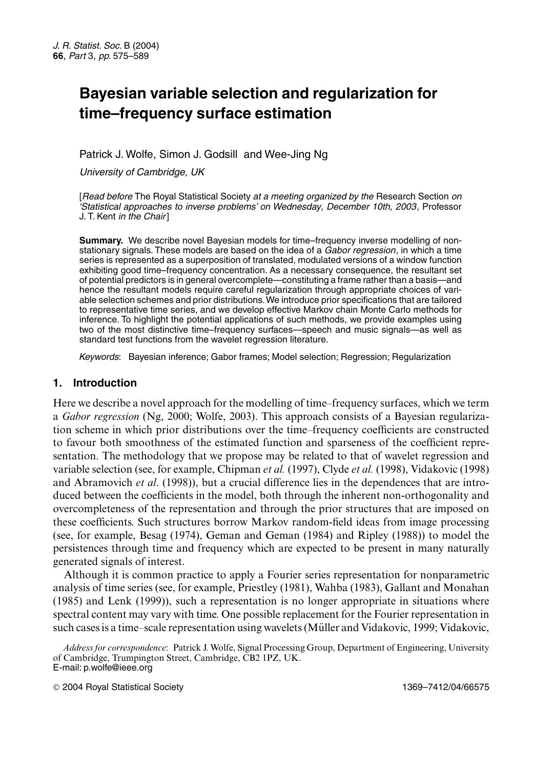# Bayesian variable selection and regularization for time–frequency surface estimation

Patrick J. Wolfe, Simon J. Godsill and Wee-Jing Ng

*University of Cambridge, UK*

[*Read before* The Royal Statistical Society *at a meeting organized by the* Research Section *on 'Statistical approaches to inverse problems' on Wednesday, December 10th, 2003*, Professor J. T. Kent *in the Chair*]

**Summary.** We describe novel Bayesian models for time–frequency inverse modelling of non-stationary signals. These models are based on the idea of a *Gabor regression*, in which a time series is represented as a superposition of translated, modulated versions of a window function exhibiting good time–frequency concentration. As a necessary consequence, the resultant set of potential predictors is in general overcomplete—constituting a frame rather than a basis—and hence the resultant models require careful regularization through appropriate choices of variable selection schemes and prior distributions. We introduce prior specifications that are tailored to representative time series, and we develop effective Markov chain Monte Carlo methods for inference. To highlight the potential applications of such methods, we provide examples using two of the most distinctive time–frequency surfaces—speech and music signals—as well as standard test functions from the wavelet regression literature.

*Keywords*: Bayesian inference; Gabor frames; Model selection; Regression; Regularization

## 1. Introduction

Here we describe a novel approach for the modelling of time–frequency surfaces, which we term a *Gabor regression* (Ng, 2000; Wolfe, 2003). This approach consists of a Bayesian regularization scheme in which prior distributions over the time–frequency coefficients are constructed to favour both smoothness of the estimated function and sparseness of the coefficient representation. The methodology that we propose may be related to that of wavelet regression and variable selection (see, for example, Chipman *et al.* (1997), Clyde *et al.* (1998), Vidakovic (1998) and Abramovich *et al*. (1998)), but a crucial difference lies in the dependences that are introduced between the coefficients in the model, both through the inherent non-orthogonality and overcompleteness of the representation and through the prior structures that are imposed on these coefficients. Such structures borrow Markov random-field ideas from image processing (see, for example, Besag (1974), Geman and Geman (1984) and Ripley (1988)) to model the persistences through time and frequency which are expected to be present in many naturally generated signals of interest.

Although it is common practice to apply a Fourier series representation for nonparametric analysis of time series (see, for example, Priestley (1981), Wahba (1983), Gallant and Monahan (1985) and Lenk (1999)), such a representation is no longer appropriate in situations where spectral content may vary with time. One possible replacement for the Fourier representation in such cases is a time–scale representation using wavelets (Müller and Vidakovic, 1999; Vidakovic,

*Address for correspondence*: Patrick J. Wolfe, Signal Processing Group, Department of Engineering, University of Cambridge, Trumpington Street, Cambridge, CB2 1PZ, UK.
E-mail: p.wolfe@ieee.org

© 2004 Royal Statistical Society 1369–7412/04/66575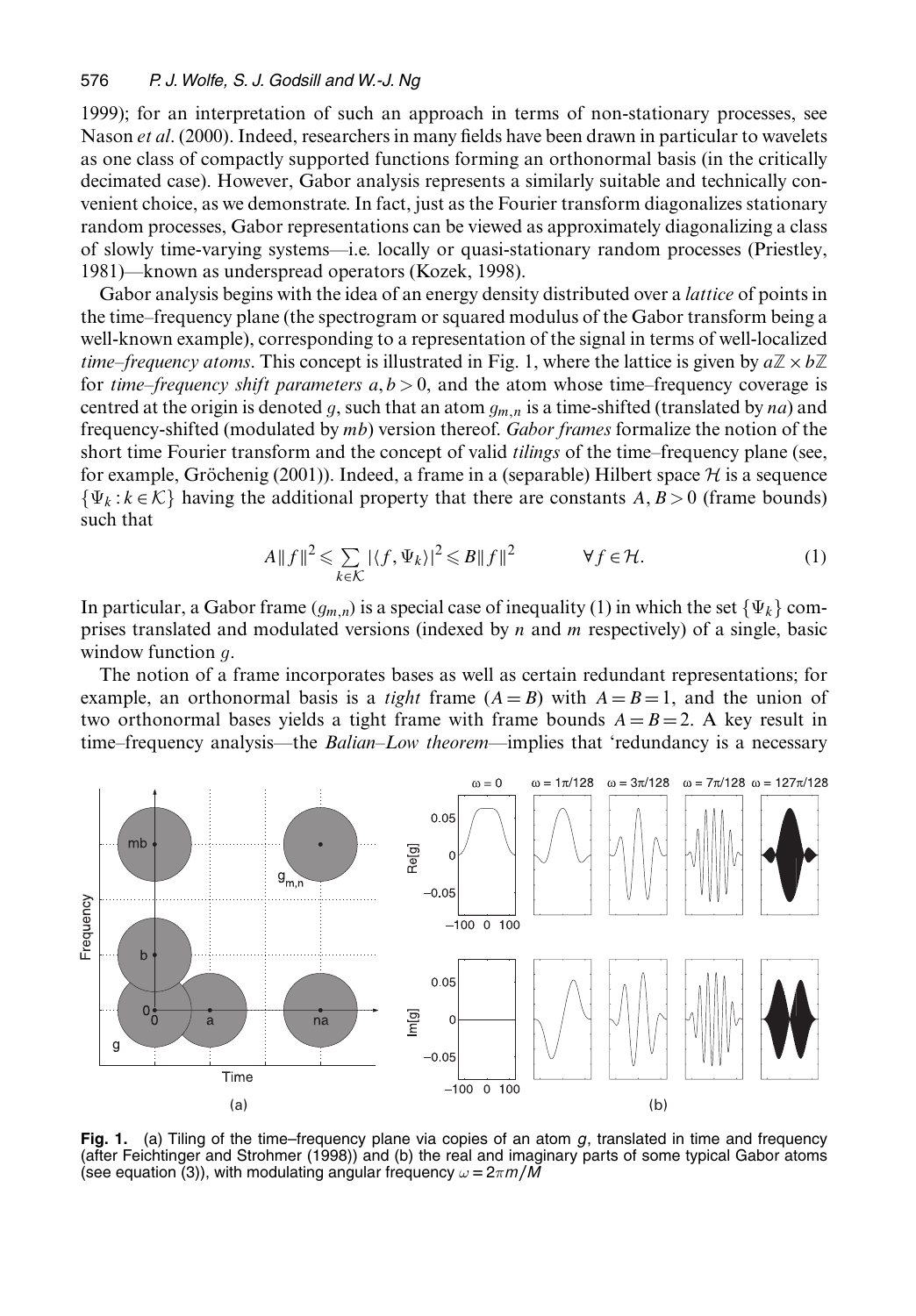1999); for an interpretation of such an approach in terms of non-stationary processes, see Nason *et al*. (2000). Indeed, researchers in many fields have been drawn in particular to wavelets as one class of compactly supported functions forming an orthonormal basis (in the critically decimated case). However, Gabor analysis represents a similarly suitable and technically convenient choice, as we demonstrate. In fact, just as the Fourier transform diagonalizes stationary random processes, Gabor representations can be viewed as approximately diagonalizing a class of slowly time-varying systems—i.e. locally or quasi-stationary random processes (Priestley, 1981)—known as underspread operators (Kozek, 1998).

Gabor analysis begins with the idea of an energy density distributed over a *lattice* of points in the time–frequency plane (the spectrogram or squared modulus of the Gabor transform being a well-known example), corresponding to a representation of the signal in terms of well-localized *time–frequency atoms*. This concept is illustrated in Fig. 1, where the lattice is given by $a\mathbb{Z} \times b\mathbb{Z}$ for *time–frequency shift parameters* $a, b > 0$, and the atom whose time–frequency coverage is centred at the origin is denoted $g$, such that an atom $g_{m,n}$ is a time-shifted (translated by $na$) and frequency-shifted (modulated by $mb$) version thereof. *Gabor frames* formalize the notion of the short time Fourier transform and the concept of valid *tilings* of the time–frequency plane (see, for example, Gröchenig (2001)). Indeed, a frame in a (separable) Hilbert space $\mathcal{H}$ is a sequence $\{\Psi_k : k \in \mathcal{K}\}$ having the additional property that there are constants $A, B > 0$ (frame bounds) such that

$$A\|f\|^2 \leqslant \sum_{k \in \mathcal{K}} |\langle f, \Psi_k \rangle|^2 \leqslant B\|f\|^2 \qquad \forall f \in \mathcal{H}. \tag{1}$$

In particular, a Gabor frame $(g_{m,n})$ is a special case of inequality (1) in which the set $\{\Psi_k\}$ comprises translated and modulated versions (indexed by $n$ and $m$ respectively) of a single, basic window function $g$.

The notion of a frame incorporates bases as well as certain redundant representations; for example, an orthonormal basis is a *tight* frame ($A = B$) with $A = B = 1$, and the union of two orthonormal bases yields a tight frame with frame bounds $A = B = 2$. A key result in time–frequency analysis—the *Balian–Low theorem*—implies that 'redundancy is a necessary

**Fig. 1.** (a) Tiling of the time–frequency plane via copies of an atom $g$, translated in time and frequency (after Feichtinger and Strohmer (1998)) and (b) the real and imaginary parts of some typical Gabor atoms (see equation (3)), with modulating angular frequency $\omega = 2\pi m/M$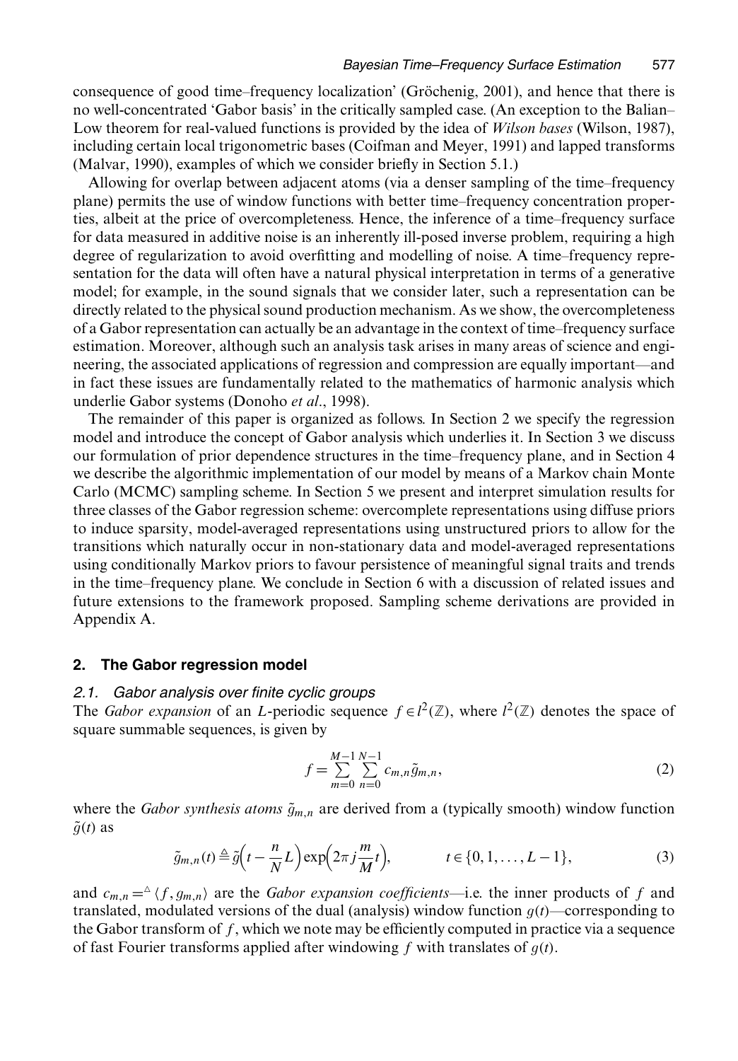consequence of good time–frequency localization' (Gröchenig, 2001), and hence that there is no well-concentrated 'Gabor basis' in the critically sampled case. (An exception to the Balian–Low theorem for real-valued functions is provided by the idea of *Wilson bases* (Wilson, 1987), including certain local trigonometric bases (Coifman and Meyer, 1991) and lapped transforms (Malvar, 1990), examples of which we consider briefly in Section 5.1.)

Allowing for overlap between adjacent atoms (via a denser sampling of the time–frequency plane) permits the use of window functions with better time–frequency concentration properties, albeit at the price of overcompleteness. Hence, the inference of a time–frequency surface for data measured in additive noise is an inherently ill-posed inverse problem, requiring a high degree of regularization to avoid overfitting and modelling of noise. A time–frequency representation for the data will often have a natural physical interpretation in terms of a generative model; for example, in the sound signals that we consider later, such a representation can be directly related to the physical sound production mechanism. As we show, the overcompleteness of a Gabor representation can actually be an advantage in the context of time–frequency surface estimation. Moreover, although such an analysis task arises in many areas of science and engineering, the associated applications of regression and compression are equally important—and in fact these issues are fundamentally related to the mathematics of harmonic analysis which underlie Gabor systems (Donoho *et al*., 1998).

The remainder of this paper is organized as follows. In Section 2 we specify the regression model and introduce the concept of Gabor analysis which underlies it. In Section 3 we discuss our formulation of prior dependence structures in the time–frequency plane, and in Section 4 we describe the algorithmic implementation of our model by means of a Markov chain Monte Carlo (MCMC) sampling scheme. In Section 5 we present and interpret simulation results for three classes of the Gabor regression scheme: overcomplete representations using diffuse priors to induce sparsity, model-averaged representations using unstructured priors to allow for the transitions which naturally occur in non-stationary data and model-averaged representations using conditionally Markov priors to favour persistence of meaningful signal traits and trends in the time–frequency plane. We conclude in Section 6 with a discussion of related issues and future extensions to the framework proposed. Sampling scheme derivations are provided in Appendix A.

## 2. The Gabor regression model

### 2.1. Gabor analysis over finite cyclic groups

The *Gabor expansion* of an $L$-periodic sequence $f \in l^2(\mathbb{Z})$, where $l^2(\mathbb{Z})$ denotes the space of square summable sequences, is given by

$$f = \sum_{m=0}^{M-1} \sum_{n=0}^{N-1} c_{m,n} \tilde{g}_{m,n}, \tag{2}$$

where the *Gabor synthesis atoms* $\tilde{g}_{m,n}$ are derived from a (typically smooth) window function $\tilde{g}(t)$ as

$$\tilde{g}_{m,n}(t) \triangleq \tilde{g}\left(t - \frac{n}{N}L\right) \exp\left(2\pi j \frac{m}{M} t\right), \qquad t \in \{0, 1, \ldots, L-1\}, \tag{3}$$

and $c_{m,n} =^{\triangle} \langle f, g_{m,n} \rangle$ are the *Gabor expansion coefficients*—i.e. the inner products of $f$ and translated, modulated versions of the dual (analysis) window function $g(t)$—corresponding to the Gabor transform of $f$, which we note may be efficiently computed in practice via a sequence of fast Fourier transforms applied after windowing $f$ with translates of $g(t)$.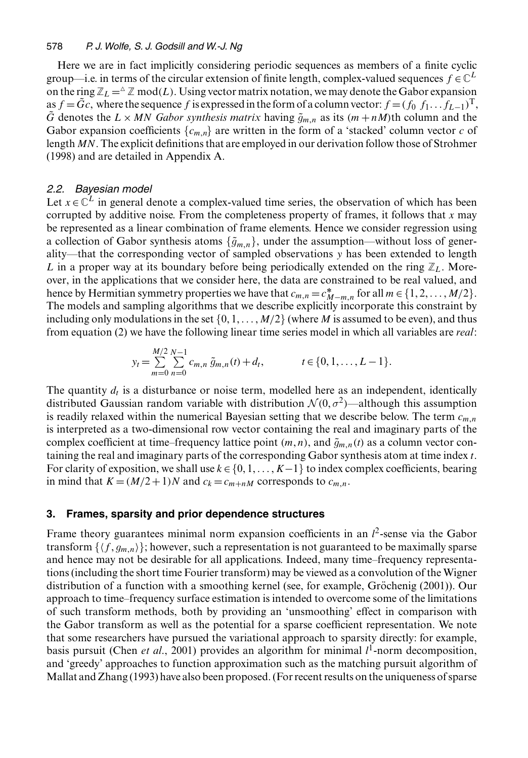Here we are in fact implicitly considering periodic sequences as members of a finite cyclic group—i.e. in terms of the circular extension of finite length, complex-valued sequences $f \in \mathbb{C}^L$ on the ring $\mathbb{Z}_L \stackrel{\triangle}{=} \mathbb{Z} \bmod(L)$. Using vector matrix notation, we may denote the Gabor expansion as $f = \tilde{G}c$, where the sequence $f$ is expressed in the form of a column vector: $f = (f_0\ f_1 \dots f_{L-1})^{\mathrm{T}}$, $\tilde{G}$ denotes the $L \times MN$ *Gabor synthesis matrix* having $\tilde{g}_{m,n}$ as its $(m+nM)$th column and the Gabor expansion coefficients $\{c_{m,n}\}$ are written in the form of a 'stacked' column vector $c$ of length $MN$. The explicit definitions that are employed in our derivation follow those of Strohmer (1998) and are detailed in Appendix A.

### 2.2. Bayesian model

Let $x \in \mathbb{C}^L$ in general denote a complex-valued time series, the observation of which has been corrupted by additive noise. From the completeness property of frames, it follows that $x$ may be represented as a linear combination of frame elements. Hence we consider regression using a collection of Gabor synthesis atoms $\{\tilde{g}_{m,n}\}$, under the assumption—without loss of generality—that the corresponding vector of sampled observations $y$ has been extended to length $L$ in a proper way at its boundary before being periodically extended on the ring $\mathbb{Z}_L$. Moreover, in the applications that we consider here, the data are constrained to be real valued, and hence by Hermitian symmetry properties we have that $c_{m,n} = c^*_{M-m,n}$ for all $m \in \{1, 2, \dots, M/2\}$. The models and sampling algorithms that we describe explicitly incorporate this constraint by including only modulations in the set $\{0, 1, \dots, M/2\}$ (where $M$ is assumed to be even), and thus from equation (2) we have the following linear time series model in which all variables are *real*:

$$y_t = \sum_{m=0}^{M/2} \sum_{n=0}^{N-1} c_{m,n}\, \tilde{g}_{m,n}(t) + d_t, \qquad t \in \{0, 1, \dots, L-1\}.$$

The quantity $d_t$ is a disturbance or noise term, modelled here as an independent, identically distributed Gaussian random variable with distribution $\mathcal{N}(0, \sigma^2)$—although this assumption is readily relaxed within the numerical Bayesian setting that we describe below. The term $c_{m,n}$ is interpreted as a two-dimensional row vector containing the real and imaginary parts of the complex coefficient at time–frequency lattice point $(m, n)$, and $\tilde{g}_{m,n}(t)$ as a column vector containing the real and imaginary parts of the corresponding Gabor synthesis atom at time index $t$. For clarity of exposition, we shall use $k \in \{0, 1, \dots, K-1\}$ to index complex coefficients, bearing in mind that $K = (M/2+1)N$ and $c_k = c_{m+nM}$ corresponds to $c_{m,n}$.

## 3. Frames, sparsity and prior dependence structures

Frame theory guarantees minimal norm expansion coefficients in an $l^2$-sense via the Gabor transform $\{\langle f, g_{m,n}\rangle\}$; however, such a representation is not guaranteed to be maximally sparse and hence may not be desirable for all applications. Indeed, many time–frequency representations (including the short time Fourier transform) may be viewed as a convolution of the Wigner distribution of a function with a smoothing kernel (see, for example, Gröchenig (2001)). Our approach to time–frequency surface estimation is intended to overcome some of the limitations of such transform methods, both by providing an 'unsmoothing' effect in comparison with the Gabor transform as well as the potential for a sparse coefficient representation. We note that some researchers have pursued the variational approach to sparsity directly: for example, basis pursuit (Chen *et al.*, 2001) provides an algorithm for minimal $l^1$-norm decomposition, and 'greedy' approaches to function approximation such as the matching pursuit algorithm of Mallat and Zhang (1993) have also been proposed. (For recent results on the uniqueness of sparse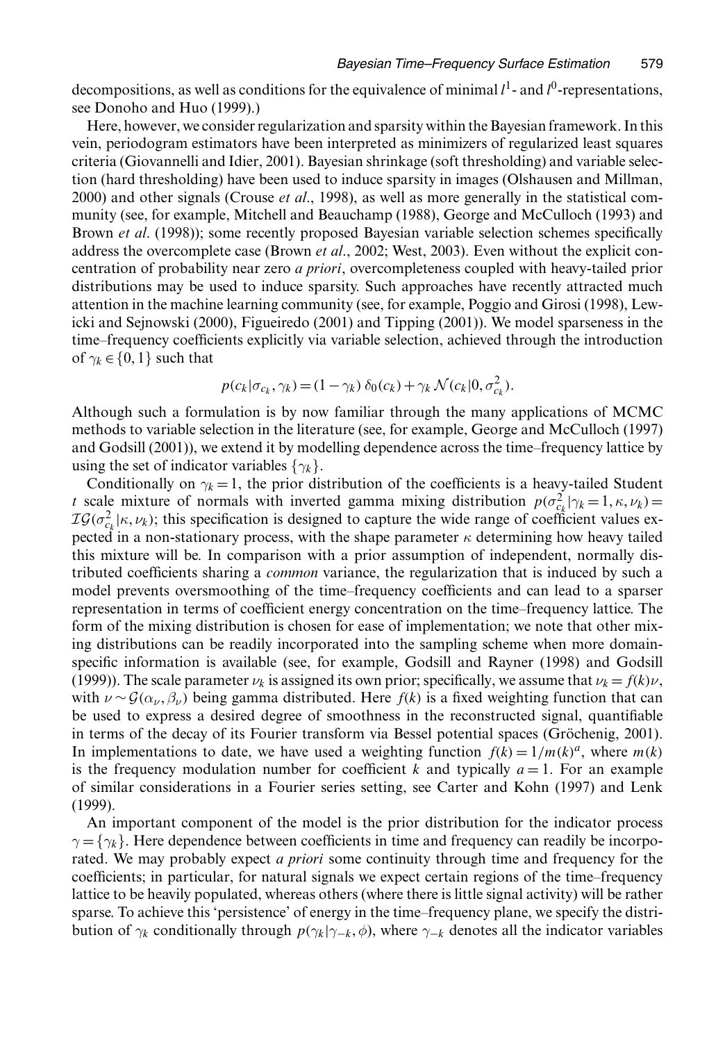decompositions, as well as conditions for the equivalence of minimal $l^1$- and $l^0$-representations, see Donoho and Huo (1999).)

Here, however, we consider regularization and sparsity within the Bayesian framework. In this vein, periodogram estimators have been interpreted as minimizers of regularized least squares criteria (Giovannelli and Idier, 2001). Bayesian shrinkage (soft thresholding) and variable selection (hard thresholding) have been used to induce sparsity in images (Olshausen and Millman, 2000) and other signals (Crouse *et al*., 1998), as well as more generally in the statistical community (see, for example, Mitchell and Beauchamp (1988), George and McCulloch (1993) and Brown *et al*. (1998)); some recently proposed Bayesian variable selection schemes specifically address the overcomplete case (Brown *et al*., 2002; West, 2003). Even without the explicit concentration of probability near zero *a priori*, overcompleteness coupled with heavy-tailed prior distributions may be used to induce sparsity. Such approaches have recently attracted much attention in the machine learning community (see, for example, Poggio and Girosi (1998), Lewicki and Sejnowski (2000), Figueiredo (2001) and Tipping (2001)). We model sparseness in the time–frequency coefficients explicitly via variable selection, achieved through the introduction of $\gamma_k \in \{0, 1\}$ such that

$$p(c_k|\sigma_{c_k}, \gamma_k) = (1 - \gamma_k)\, \delta_0(c_k) + \gamma_k\, \mathcal{N}(c_k|0, \sigma_{c_k}^2).$$

Although such a formulation is by now familiar through the many applications of MCMC methods to variable selection in the literature (see, for example, George and McCulloch (1997) and Godsill (2001)), we extend it by modelling dependence across the time–frequency lattice by using the set of indicator variables $\{\gamma_k\}$.

Conditionally on $\gamma_k = 1$, the prior distribution of the coefficients is a heavy-tailed Student $t$ scale mixture of normals with inverted gamma mixing distribution $p(\sigma_{c_k}^2|\gamma_k = 1, \kappa, \nu_k) = \mathcal{IG}(\sigma_{c_k}^2|\kappa, \nu_k)$; this specification is designed to capture the wide range of coefficient values expected in a non-stationary process, with the shape parameter $\kappa$ determining how heavy tailed this mixture will be. In comparison with a prior assumption of independent, normally distributed coefficients sharing a *common* variance, the regularization that is induced by such a model prevents oversmoothing of the time–frequency coefficients and can lead to a sparser representation in terms of coefficient energy concentration on the time–frequency lattice. The form of the mixing distribution is chosen for ease of implementation; we note that other mixing distributions can be readily incorporated into the sampling scheme when more domain-specific information is available (see, for example, Godsill and Rayner (1998) and Godsill (1999)). The scale parameter $\nu_k$ is assigned its own prior; specifically, we assume that $\nu_k = f(k)\nu$, with $\nu \sim \mathcal{G}(\alpha_\nu, \beta_\nu)$ being gamma distributed. Here $f(k)$ is a fixed weighting function that can be used to express a desired degree of smoothness in the reconstructed signal, quantifiable in terms of the decay of its Fourier transform via Bessel potential spaces (Gröchenig, 2001). In implementations to date, we have used a weighting function $f(k) = 1/m(k)^a$, where $m(k)$ is the frequency modulation number for coefficient $k$ and typically $a = 1$. For an example of similar considerations in a Fourier series setting, see Carter and Kohn (1997) and Lenk (1999).

An important component of the model is the prior distribution for the indicator process $\gamma = \{\gamma_k\}$. Here dependence between coefficients in time and frequency can readily be incorporated. We may probably expect *a priori* some continuity through time and frequency for the coefficients; in particular, for natural signals we expect certain regions of the time–frequency lattice to be heavily populated, whereas others (where there is little signal activity) will be rather sparse. To achieve this 'persistence' of energy in the time–frequency plane, we specify the distribution of $\gamma_k$ conditionally through $p(\gamma_k|\gamma_{-k}, \phi)$, where $\gamma_{-k}$ denotes all the indicator variables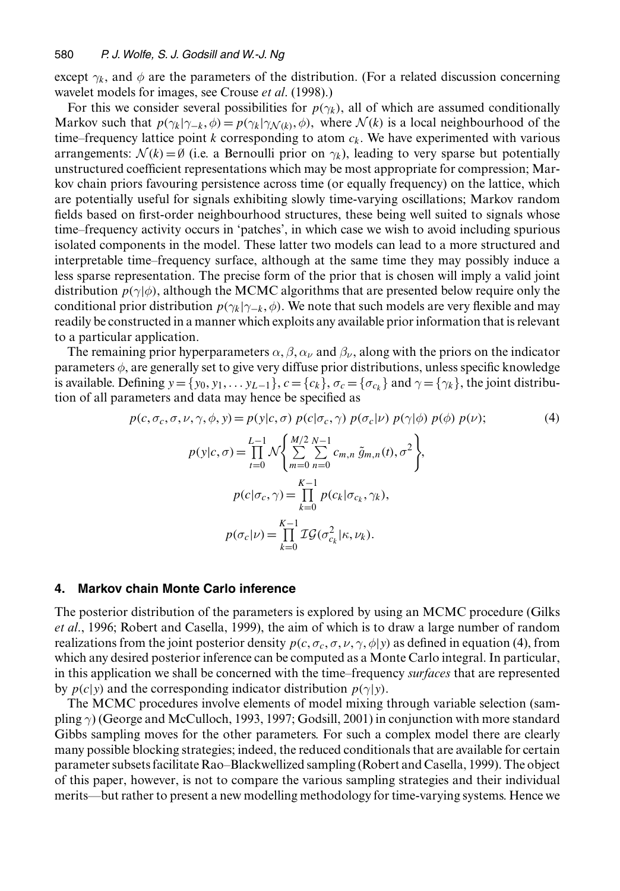except $\gamma_k$, and $\phi$ are the parameters of the distribution. (For a related discussion concerning wavelet models for images, see Crouse *et al*. (1998).)

For this we consider several possibilities for $p(\gamma_k)$, all of which are assumed conditionally Markov such that $p(\gamma_k|\gamma_{-k}, \phi) = p(\gamma_k|\gamma_{\mathcal{N}(k)}, \phi)$, where $\mathcal{N}(k)$ is a local neighbourhood of the time–frequency lattice point $k$ corresponding to atom $c_k$. We have experimented with various arrangements: $\mathcal{N}(k) = \emptyset$ (i.e. a Bernoulli prior on $\gamma_k$), leading to very sparse but potentially unstructured coefficient representations which may be most appropriate for compression; Markov chain priors favouring persistence across time (or equally frequency) on the lattice, which are potentially useful for signals exhibiting slowly time-varying oscillations; Markov random fields based on first-order neighbourhood structures, these being well suited to signals whose time–frequency activity occurs in 'patches', in which case we wish to avoid including spurious isolated components in the model. These latter two models can lead to a more structured and interpretable time–frequency surface, although at the same time they may possibly induce a less sparse representation. The precise form of the prior that is chosen will imply a valid joint distribution $p(\gamma|\phi)$, although the MCMC algorithms that are presented below require only the conditional prior distribution $p(\gamma_k|\gamma_{-k}, \phi)$. We note that such models are very flexible and may readily be constructed in a manner which exploits any available prior information that is relevant to a particular application.

The remaining prior hyperparameters $\alpha, \beta, \alpha_\nu$ and $\beta_\nu$, along with the priors on the indicator parameters $\phi$, are generally set to give very diffuse prior distributions, unless specific knowledge is available. Defining $y = \{y_0, y_1, \ldots y_{L-1}\}$, $c = \{c_k\}$, $\sigma_c = \{\sigma_{c_k}\}$ and $\gamma = \{\gamma_k\}$, the joint distribution of all parameters and data may hence be specified as

$$p(c, \sigma_c, \sigma, \nu, \gamma, \phi, y) = p(y|c, \sigma)\; p(c|\sigma_c, \gamma)\; p(\sigma_c|\nu)\; p(\gamma|\phi)\; p(\phi)\; p(\nu); \tag{4}$$

$$p(y|c, \sigma) = \prod_{t=0}^{L-1} \mathcal{N}\left\{ \sum_{m=0}^{M/2} \sum_{n=0}^{N-1} c_{m,n}\, \tilde{g}_{m,n}(t), \sigma^2 \right\},$$

$$p(c|\sigma_c, \gamma) = \prod_{k=0}^{K-1} p(c_k|\sigma_{c_k}, \gamma_k),$$

$$p(\sigma_c|\nu) = \prod_{k=0}^{K-1} \mathcal{IG}(\sigma_{c_k}^2|\kappa, \nu_k).$$

## 4. Markov chain Monte Carlo inference

The posterior distribution of the parameters is explored by using an MCMC procedure (Gilks *et al*., 1996; Robert and Casella, 1999), the aim of which is to draw a large number of random realizations from the joint posterior density $p(c, \sigma_c, \sigma, \nu, \gamma, \phi|y)$ as defined in equation (4), from which any desired posterior inference can be computed as a Monte Carlo integral. In particular, in this application we shall be concerned with the time–frequency *surfaces* that are represented by $p(c|y)$ and the corresponding indicator distribution $p(\gamma|y)$.

The MCMC procedures involve elements of model mixing through variable selection (sampling $\gamma$) (George and McCulloch, 1993, 1997; Godsill, 2001) in conjunction with more standard Gibbs sampling moves for the other parameters. For such a complex model there are clearly many possible blocking strategies; indeed, the reduced conditionals that are available for certain parameter subsets facilitate Rao–Blackwellized sampling (Robert and Casella, 1999). The object of this paper, however, is not to compare the various sampling strategies and their individual merits—but rather to present a new modelling methodology for time-varying systems. Hence we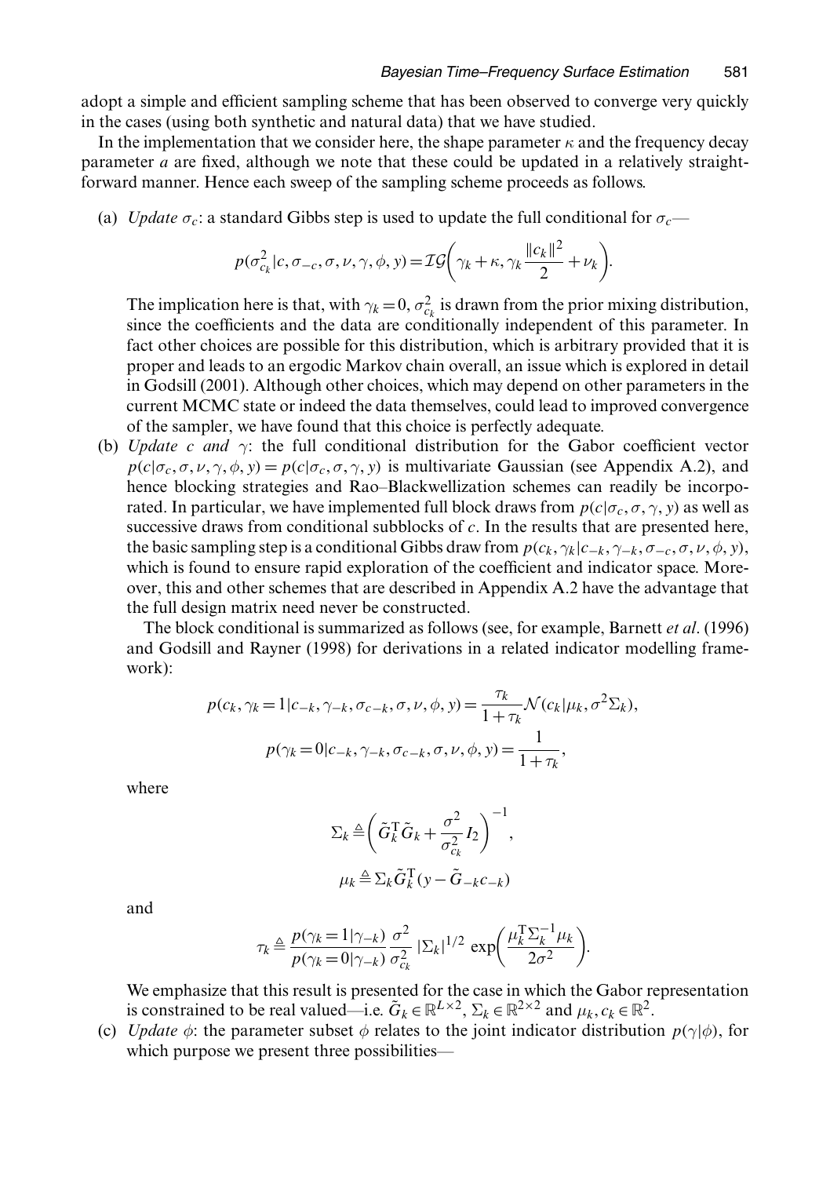adopt a simple and efficient sampling scheme that has been observed to converge very quickly in the cases (using both synthetic and natural data) that we have studied.

In the implementation that we consider here, the shape parameter $\kappa$ and the frequency decay parameter $a$ are fixed, although we note that these could be updated in a relatively straightforward manner. Hence each sweep of the sampling scheme proceeds as follows.

(a) *Update* $\sigma_c$: a standard Gibbs step is used to update the full conditional for $\sigma_c$—

$$p(\sigma_{c_k}^2 | c, \sigma_{-c}, \sigma, \nu, \gamma, \phi, y) = \mathcal{IG}\left(\gamma_k + \kappa, \gamma_k \frac{\|c_k\|^2}{2} + \nu_k\right).$$

The implication here is that, with $\gamma_k = 0$, $\sigma_{c_k}^2$ is drawn from the prior mixing distribution, since the coefficients and the data are conditionally independent of this parameter. In fact other choices are possible for this distribution, which is arbitrary provided that it is proper and leads to an ergodic Markov chain overall, an issue which is explored in detail in Godsill (2001). Although other choices, which may depend on other parameters in the current MCMC state or indeed the data themselves, could lead to improved convergence of the sampler, we have found that this choice is perfectly adequate.

(b) *Update* $c$ *and* $\gamma$: the full conditional distribution for the Gabor coefficient vector $p(c|\sigma_c, \sigma, \nu, \gamma, \phi, y) = p(c|\sigma_c, \sigma, \gamma, y)$ is multivariate Gaussian (see Appendix A.2), and hence blocking strategies and Rao–Blackwellization schemes can readily be incorporated. In particular, we have implemented full block draws from $p(c|\sigma_c, \sigma, \gamma, y)$ as well as successive draws from conditional subblocks of $c$. In the results that are presented here, the basic sampling step is a conditional Gibbs draw from $p(c_k, \gamma_k | c_{-k}, \gamma_{-k}, \sigma_{-c}, \sigma, \nu, \phi, y)$, which is found to ensure rapid exploration of the coefficient and indicator space. Moreover, this and other schemes that are described in Appendix A.2 have the advantage that the full design matrix need never be constructed.

The block conditional is summarized as follows (see, for example, Barnett *et al*. (1996) and Godsill and Rayner (1998) for derivations in a related indicator modelling framework):

$$p(c_k, \gamma_k = 1 | c_{-k}, \gamma_{-k}, \sigma_{c-k}, \sigma, \nu, \phi, y) = \frac{\tau_k}{1 + \tau_k} \mathcal{N}(c_k | \mu_k, \sigma^2 \Sigma_k),$$

$$p(\gamma_k = 0 | c_{-k}, \gamma_{-k}, \sigma_{c-k}, \sigma, \nu, \phi, y) = \frac{1}{1 + \tau_k},$$

where

$$\Sigma_k \triangleq \left(\tilde{G}_k^{\mathrm{T}} \tilde{G}_k + \frac{\sigma^2}{\sigma_{c_k}^2} I_2\right)^{-1},$$

$$\mu_k \triangleq \Sigma_k \tilde{G}_k^{\mathrm{T}} (y - \tilde{G}_{-k} c_{-k})$$

and

$$\tau_k \triangleq \frac{p(\gamma_k = 1 | \gamma_{-k})}{p(\gamma_k = 0 | \gamma_{-k})} \frac{\sigma^2}{\sigma_{c_k}^2} |\Sigma_k|^{1/2} \exp\left(\frac{\mu_k^{\mathrm{T}} \Sigma_k^{-1} \mu_k}{2\sigma^2}\right).$$

We emphasize that this result is presented for the case in which the Gabor representation is constrained to be real valued—i.e. $\tilde{G}_k \in \mathbb{R}^{L \times 2}$, $\Sigma_k \in \mathbb{R}^{2 \times 2}$ and $\mu_k, c_k \in \mathbb{R}^2$.

(c) *Update* $\phi$: the parameter subset $\phi$ relates to the joint indicator distribution $p(\gamma|\phi)$, for which purpose we present three possibilities—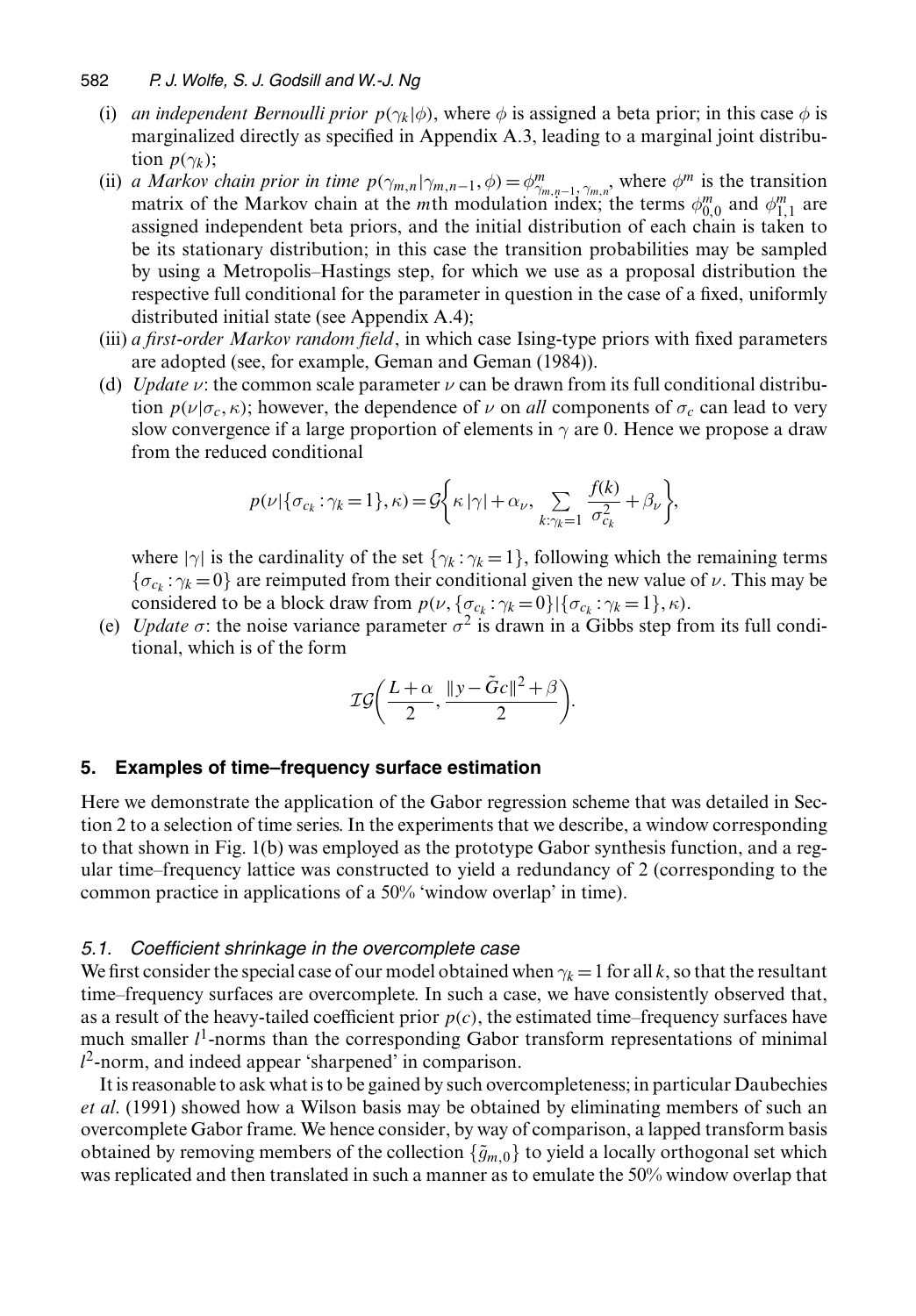(i) *an independent Bernoulli prior* $p(\gamma_k|\phi)$, where $\phi$ is assigned a beta prior; in this case $\phi$ is marginalized directly as specified in Appendix A.3, leading to a marginal joint distribution $p(\gamma_k)$;

(ii) *a Markov chain prior in time* $p(\gamma_{m,n}|\gamma_{m,n-1},\phi) = \phi^m_{\gamma_{m,n-1},\gamma_{m,n}}$, where $\phi^m$ is the transition matrix of the Markov chain at the $m$th modulation index; the terms $\phi^m_{0,0}$ and $\phi^m_{1,1}$ are assigned independent beta priors, and the initial distribution of each chain is taken to be its stationary distribution; in this case the transition probabilities may be sampled by using a Metropolis–Hastings step, for which we use as a proposal distribution the respective full conditional for the parameter in question in the case of a fixed, uniformly distributed initial state (see Appendix A.4);

(iii) *a first-order Markov random field*, in which case Ising-type priors with fixed parameters are adopted (see, for example, Geman and Geman (1984)).

(d) *Update* $\nu$: the common scale parameter $\nu$ can be drawn from its full conditional distribution $p(\nu|\sigma_c,\kappa)$; however, the dependence of $\nu$ on *all* components of $\sigma_c$ can lead to very slow convergence if a large proportion of elements in $\gamma$ are 0. Hence we propose a draw from the reduced conditional

$$p(\nu|\{\sigma_{c_k}:\gamma_k=1\},\kappa) = \mathcal{G}\left\{\kappa\,|\gamma| + \alpha_\nu,\ \sum_{k:\gamma_k=1}\frac{f(k)}{\sigma^2_{c_k}} + \beta_\nu\right\},$$

where $|\gamma|$ is the cardinality of the set $\{\gamma_k:\gamma_k=1\}$, following which the remaining terms $\{\sigma_{c_k}:\gamma_k=0\}$ are reimputed from their conditional given the new value of $\nu$. This may be considered to be a block draw from $p(\nu,\{\sigma_{c_k}:\gamma_k=0\}|\{\sigma_{c_k}:\gamma_k=1\},\kappa)$.

(e) *Update* $\sigma$: the noise variance parameter $\sigma^2$ is drawn in a Gibbs step from its full conditional, which is of the form

$$\mathcal{IG}\left(\frac{L+\alpha}{2},\frac{\|y-\tilde{G}c\|^2+\beta}{2}\right).$$

## 5. Examples of time–frequency surface estimation

Here we demonstrate the application of the Gabor regression scheme that was detailed in Section 2 to a selection of time series. In the experiments that we describe, a window corresponding to that shown in Fig. 1(b) was employed as the prototype Gabor synthesis function, and a regular time–frequency lattice was constructed to yield a redundancy of 2 (corresponding to the common practice in applications of a 50% 'window overlap' in time).

### 5.1. *Coefficient shrinkage in the overcomplete case*

We first consider the special case of our model obtained when $\gamma_k=1$ for all $k$, so that the resultant time–frequency surfaces are overcomplete. In such a case, we have consistently observed that, as a result of the heavy-tailed coefficient prior $p(c)$, the estimated time–frequency surfaces have much smaller $l^1$-norms than the corresponding Gabor transform representations of minimal $l^2$-norm, and indeed appear 'sharpened' in comparison.

It is reasonable to ask what is to be gained by such overcompleteness; in particular Daubechies *et al.* (1991) showed how a Wilson basis may be obtained by eliminating members of such an overcomplete Gabor frame. We hence consider, by way of comparison, a lapped transform basis obtained by removing members of the collection $\{\tilde{g}_{m,0}\}$ to yield a locally orthogonal set which was replicated and then translated in such a manner as to emulate the 50% window overlap that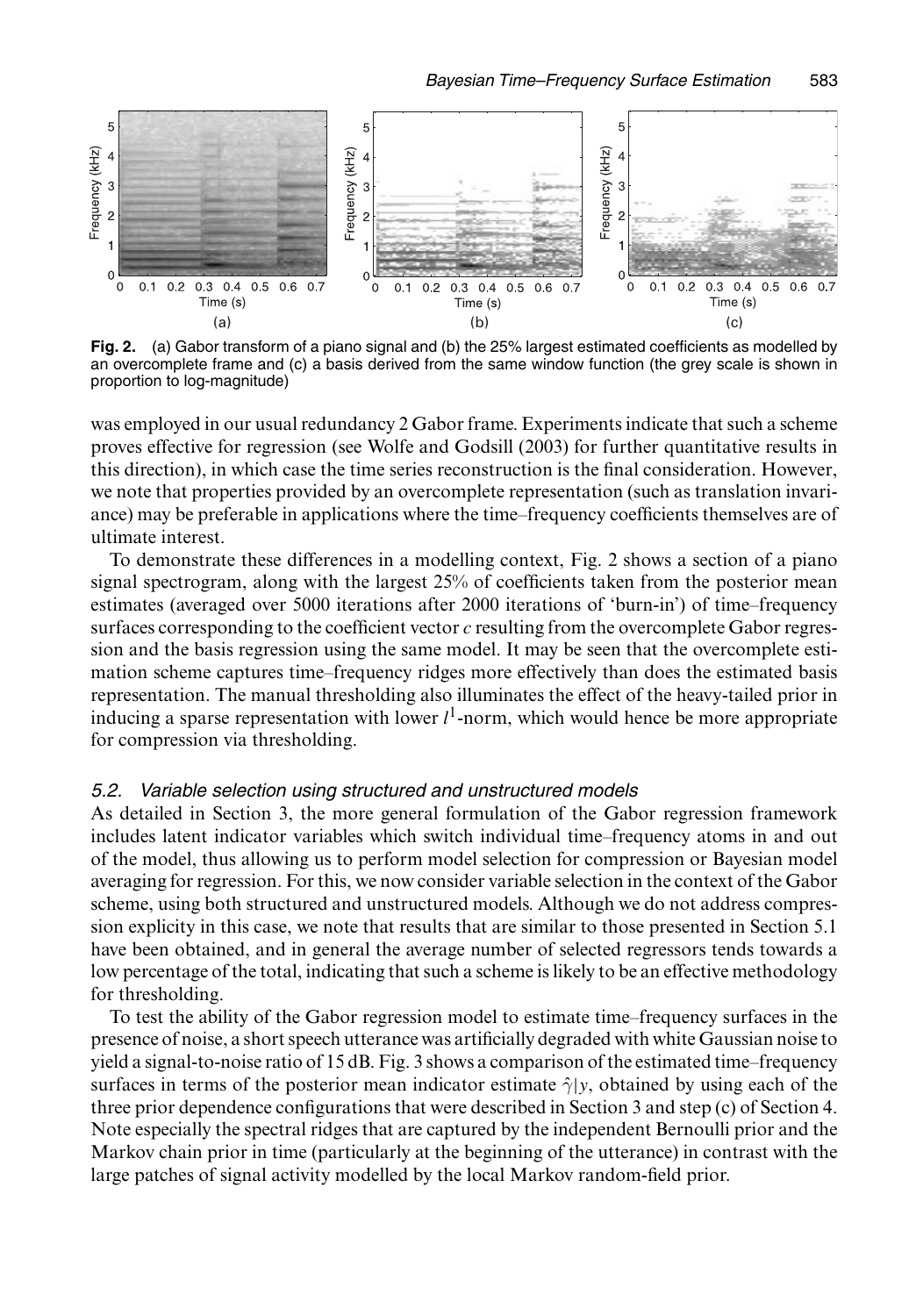**Fig. 2.** (a) Gabor transform of a piano signal and (b) the 25% largest estimated coefficients as modelled by an overcomplete frame and (c) a basis derived from the same window function (the grey scale is shown in proportion to log-magnitude)

was employed in our usual redundancy 2 Gabor frame. Experiments indicate that such a scheme proves effective for regression (see Wolfe and Godsill (2003) for further quantitative results in this direction), in which case the time series reconstruction is the final consideration. However, we note that properties provided by an overcomplete representation (such as translation invariance) may be preferable in applications where the time–frequency coefficients themselves are of ultimate interest.

To demonstrate these differences in a modelling context, Fig. 2 shows a section of a piano signal spectrogram, along with the largest 25% of coefficients taken from the posterior mean estimates (averaged over 5000 iterations after 2000 iterations of 'burn-in') of time–frequency surfaces corresponding to the coefficient vector $c$ resulting from the overcomplete Gabor regression and the basis regression using the same model. It may be seen that the overcomplete estimation scheme captures time–frequency ridges more effectively than does the estimated basis representation. The manual thresholding also illuminates the effect of the heavy-tailed prior in inducing a sparse representation with lower $l^1$-norm, which would hence be more appropriate for compression via thresholding.

### 5.2. Variable selection using structured and unstructured models

As detailed in Section 3, the more general formulation of the Gabor regression framework includes latent indicator variables which switch individual time–frequency atoms in and out of the model, thus allowing us to perform model selection for compression or Bayesian model averaging for regression. For this, we now consider variable selection in the context of the Gabor scheme, using both structured and unstructured models. Although we do not address compression explicity in this case, we note that results that are similar to those presented in Section 5.1 have been obtained, and in general the average number of selected regressors tends towards a low percentage of the total, indicating that such a scheme is likely to be an effective methodology for thresholding.

To test the ability of the Gabor regression model to estimate time–frequency surfaces in the presence of noise, a short speech utterance was artificially degraded with white Gaussian noise to yield a signal-to-noise ratio of 15 dB. Fig. 3 shows a comparison of the estimated time–frequency surfaces in terms of the posterior mean indicator estimate $\hat{\gamma}|y$, obtained by using each of the three prior dependence configurations that were described in Section 3 and step (c) of Section 4. Note especially the spectral ridges that are captured by the independent Bernoulli prior and the Markov chain prior in time (particularly at the beginning of the utterance) in contrast with the large patches of signal activity modelled by the local Markov random-field prior.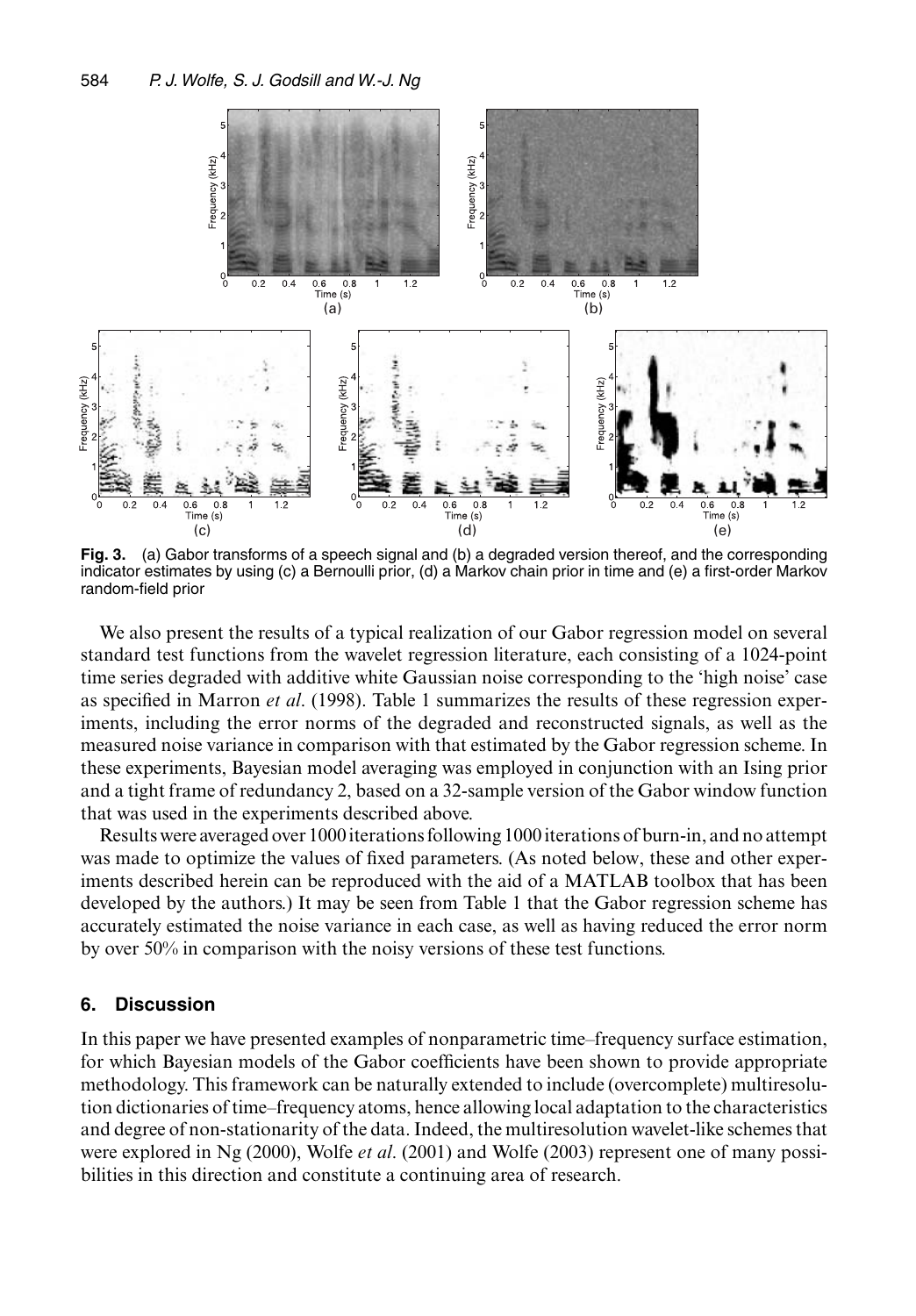**Fig. 3.** (a) Gabor transforms of a speech signal and (b) a degraded version thereof, and the corresponding indicator estimates by using (c) a Bernoulli prior, (d) a Markov chain prior in time and (e) a first-order Markov random-field prior

We also present the results of a typical realization of our Gabor regression model on several standard test functions from the wavelet regression literature, each consisting of a 1024-point time series degraded with additive white Gaussian noise corresponding to the 'high noise' case as specified in Marron *et al*. (1998). Table 1 summarizes the results of these regression experiments, including the error norms of the degraded and reconstructed signals, as well as the measured noise variance in comparison with that estimated by the Gabor regression scheme. In these experiments, Bayesian model averaging was employed in conjunction with an Ising prior and a tight frame of redundancy 2, based on a 32-sample version of the Gabor window function that was used in the experiments described above.

Results were averaged over 1000 iterations following 1000 iterations of burn-in, and no attempt was made to optimize the values of fixed parameters. (As noted below, these and other experiments described herein can be reproduced with the aid of a MATLAB toolbox that has been developed by the authors.) It may be seen from Table 1 that the Gabor regression scheme has accurately estimated the noise variance in each case, as well as having reduced the error norm by over 50% in comparison with the noisy versions of these test functions.

## 6. Discussion

In this paper we have presented examples of nonparametric time–frequency surface estimation, for which Bayesian models of the Gabor coefficients have been shown to provide appropriate methodology. This framework can be naturally extended to include (overcomplete) multiresolution dictionaries of time–frequency atoms, hence allowing local adaptation to the characteristics and degree of non-stationarity of the data. Indeed, the multiresolution wavelet-like schemes that were explored in Ng (2000), Wolfe *et al*. (2001) and Wolfe (2003) represent one of many possibilities in this direction and constitute a continuing area of research.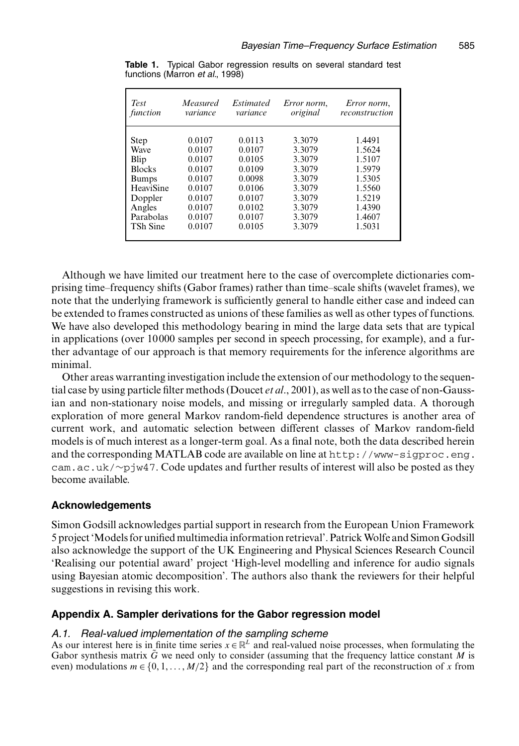**Table 1.** Typical Gabor regression results on several standard test functions (Marron *et al*., 1998)

| *Test function* | *Measured variance* | *Estimated variance* | *Error norm, original* | *Error norm, reconstruction* |
|---|---|---|---|---|
| Step | 0.0107 | 0.0113 | 3.3079 | 1.4491 |
| Wave | 0.0107 | 0.0107 | 3.3079 | 1.5624 |
| Blip | 0.0107 | 0.0105 | 3.3079 | 1.5107 |
| Blocks | 0.0107 | 0.0109 | 3.3079 | 1.5979 |
| Bumps | 0.0107 | 0.0098 | 3.3079 | 1.5305 |
| HeaviSine | 0.0107 | 0.0106 | 3.3079 | 1.5560 |
| Doppler | 0.0107 | 0.0107 | 3.3079 | 1.5219 |
| Angles | 0.0107 | 0.0102 | 3.3079 | 1.4390 |
| Parabolas | 0.0107 | 0.0107 | 3.3079 | 1.4607 |
| TSh Sine | 0.0107 | 0.0105 | 3.3079 | 1.5031 |

Although we have limited our treatment here to the case of overcomplete dictionaries comprising time–frequency shifts (Gabor frames) rather than time–scale shifts (wavelet frames), we note that the underlying framework is sufficiently general to handle either case and indeed can be extended to frames constructed as unions of these families as well as other types of functions. We have also developed this methodology bearing in mind the large data sets that are typical in applications (over 10000 samples per second in speech processing, for example), and a further advantage of our approach is that memory requirements for the inference algorithms are minimal.

Other areas warranting investigation include the extension of our methodology to the sequential case by using particle filter methods (Doucet *et al*., 2001), as well as to the case of non-Gaussian and non-stationary noise models, and missing or irregularly sampled data. A thorough exploration of more general Markov random-field dependence structures is another area of current work, and automatic selection between different classes of Markov random-field models is of much interest as a longer-term goal. As a final note, both the data described herein and the corresponding MATLAB code are available on line at `http://www-sigproc.eng.cam.ac.uk/~pjw47`. Code updates and further results of interest will also be posted as they become available.

## Acknowledgements

Simon Godsill acknowledges partial support in research from the European Union Framework 5 project 'Models for unified multimedia information retrieval'. Patrick Wolfe and Simon Godsill also acknowledge the support of the UK Engineering and Physical Sciences Research Council 'Realising our potential award' project 'High-level modelling and inference for audio signals using Bayesian atomic decomposition'. The authors also thank the reviewers for their helpful suggestions in revising this work.

## Appendix A. Sampler derivations for the Gabor regression model

### *A.1. Real-valued implementation of the sampling scheme*

As our interest here is in finite time series $x \in \mathbb{R}^L$ and real-valued noise processes, when formulating the Gabor synthesis matrix $\tilde{G}$ we need only to consider (assuming that the frequency lattice constant $M$ is even) modulations $m \in \{0, 1, \ldots, M/2\}$ and the corresponding real part of the reconstruction of $x$ from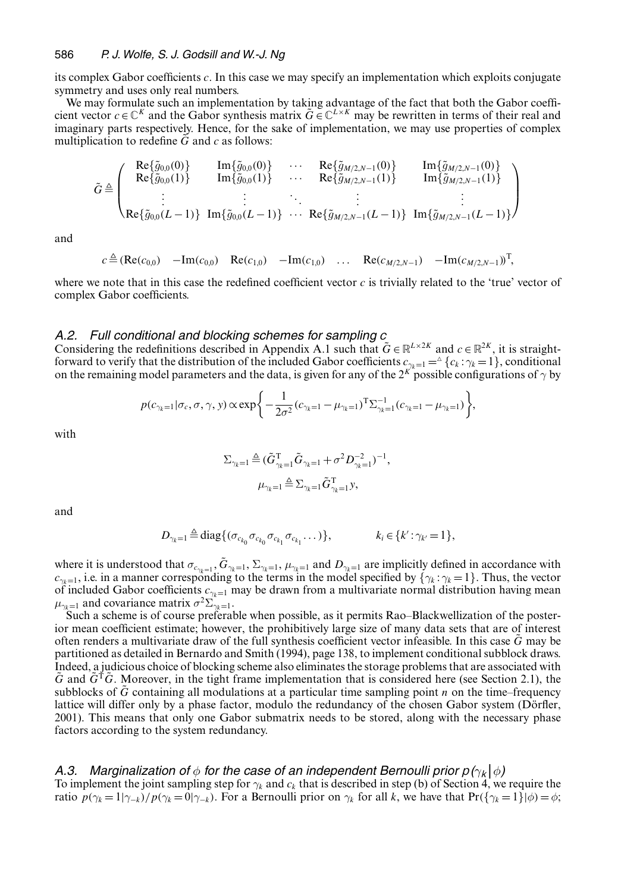its complex Gabor coefficients $c$. In this case we may specify an implementation which exploits conjugate symmetry and uses only real numbers.

We may formulate such an implementation by taking advantage of the fact that both the Gabor coefficient vector $c \in \mathbb{C}^K$ and the Gabor synthesis matrix $\tilde{G} \in \mathbb{C}^{L \times K}$ may be rewritten in terms of their real and imaginary parts respectively. Hence, for the sake of implementation, we may use properties of complex multiplication to redefine $\tilde{G}$ and $c$ as follows:

$$\tilde{G} \triangleq \begin{pmatrix} \mathrm{Re}\{\tilde{g}_{0,0}(0)\} & \mathrm{Im}\{\tilde{g}_{0,0}(0)\} & \cdots & \mathrm{Re}\{\tilde{g}_{M/2,N-1}(0)\} & \mathrm{Im}\{\tilde{g}_{M/2,N-1}(0)\} \\ \mathrm{Re}\{\tilde{g}_{0,0}(1)\} & \mathrm{Im}\{\tilde{g}_{0,0}(1)\} & \cdots & \mathrm{Re}\{\tilde{g}_{M/2,N-1}(1)\} & \mathrm{Im}\{\tilde{g}_{M/2,N-1}(1)\} \\ \vdots & \vdots & \ddots & \vdots & \vdots \\ \mathrm{Re}\{\tilde{g}_{0,0}(L-1)\} & \mathrm{Im}\{\tilde{g}_{0,0}(L-1)\} & \cdots & \mathrm{Re}\{\tilde{g}_{M/2,N-1}(L-1)\} & \mathrm{Im}\{\tilde{g}_{M/2,N-1}(L-1)\} \end{pmatrix}$$

and

$$c \triangleq (\mathrm{Re}(c_{0,0}) \quad -\mathrm{Im}(c_{0,0}) \quad \mathrm{Re}(c_{1,0}) \quad -\mathrm{Im}(c_{1,0}) \quad \ldots \quad \mathrm{Re}(c_{M/2,N-1}) \quad -\mathrm{Im}(c_{M/2,N-1}))^{\mathrm{T}},$$

where we note that in this case the redefined coefficient vector $c$ is trivially related to the 'true' vector of complex Gabor coefficients.

### A.2. Full conditional and blocking schemes for sampling $c$

Considering the redefinitions described in Appendix A.1 such that $\tilde{G} \in \mathbb{R}^{L \times 2K}$ and $c \in \mathbb{R}^{2K}$, it is straightforward to verify that the distribution of the included Gabor coefficients $c_{\gamma_k=1} =^{\triangle} \{c_k : \gamma_k = 1\}$, conditional on the remaining model parameters and the data, is given for any of the $2^K$ possible configurations of $\gamma$ by

$$p(c_{\gamma_k=1}|\sigma_c, \sigma, \gamma, y) \propto \exp\left\{-\frac{1}{2\sigma^2}(c_{\gamma_k=1} - \mu_{\gamma_k=1})^{\mathrm{T}} \Sigma_{\gamma_k=1}^{-1} (c_{\gamma_k=1} - \mu_{\gamma_k=1})\right\},$$

with

$$\Sigma_{\gamma_k=1} \triangleq (\tilde{G}_{\gamma_k=1}^{\mathrm{T}} \tilde{G}_{\gamma_k=1} + \sigma^2 D_{\gamma_k=1}^{-2})^{-1},$$

$$\mu_{\gamma_k=1} \triangleq \Sigma_{\gamma_k=1} \tilde{G}_{\gamma_k=1}^{\mathrm{T}} y,$$

and

$$D_{\gamma_k=1} \triangleq \mathrm{diag}\{(\sigma_{c_{k_0}} \sigma_{c_{k_0}} \sigma_{c_{k_1}} \sigma_{c_{k_1}} \ldots)\}, \qquad k_i \in \{k' : \gamma_{k'} = 1\},$$

where it is understood that $\sigma_{c_{\gamma_k=1}}$, $\tilde{G}_{\gamma_k=1}$, $\Sigma_{\gamma_k=1}$, $\mu_{\gamma_k=1}$ and $D_{\gamma_k=1}$ are implicitly defined in accordance with $c_{\gamma_k=1}$, i.e. in a manner corresponding to the terms in the model specified by $\{\gamma_k : \gamma_k = 1\}$. Thus, the vector of included Gabor coefficients $c_{\gamma_k=1}$ may be drawn from a multivariate normal distribution having mean $\mu_{\gamma_k=1}$ and covariance matrix $\sigma^2 \Sigma_{\gamma_k=1}$.

Such a scheme is of course preferable when possible, as it permits Rao–Blackwellization of the posterior mean coefficient estimate; however, the prohibitively large size of many data sets that are of interest often renders a multivariate draw of the full synthesis coefficient vector infeasible. In this case $\tilde{G}$ may be partitioned as detailed in Bernardo and Smith (1994), page 138, to implement conditional subblock draws. Indeed, a judicious choice of blocking scheme also eliminates the storage problems that are associated with $\tilde{G}$ and $\tilde{G}^{\mathrm{T}}\tilde{G}$. Moreover, in the tight frame implementation that is considered here (see Section 2.1), the subblocks of $\tilde{G}$ containing all modulations at a particular time sampling point $n$ on the time–frequency lattice will differ only by a phase factor, modulo the redundancy of the chosen Gabor system (Dörfler, 2001). This means that only one Gabor submatrix needs to be stored, along with the necessary phase factors according to the system redundancy.

### A.3. Marginalization of $\phi$ for the case of an independent Bernoulli prior $p(\gamma_k|\phi)$

To implement the joint sampling step for $\gamma_k$ and $c_k$ that is described in step (b) of Section 4, we require the ratio $p(\gamma_k = 1|\gamma_{-k})/p(\gamma_k = 0|\gamma_{-k})$. For a Bernoulli prior on $\gamma_k$ for all $k$, we have that $\Pr(\{\gamma_k = 1\}|\phi) = \phi$;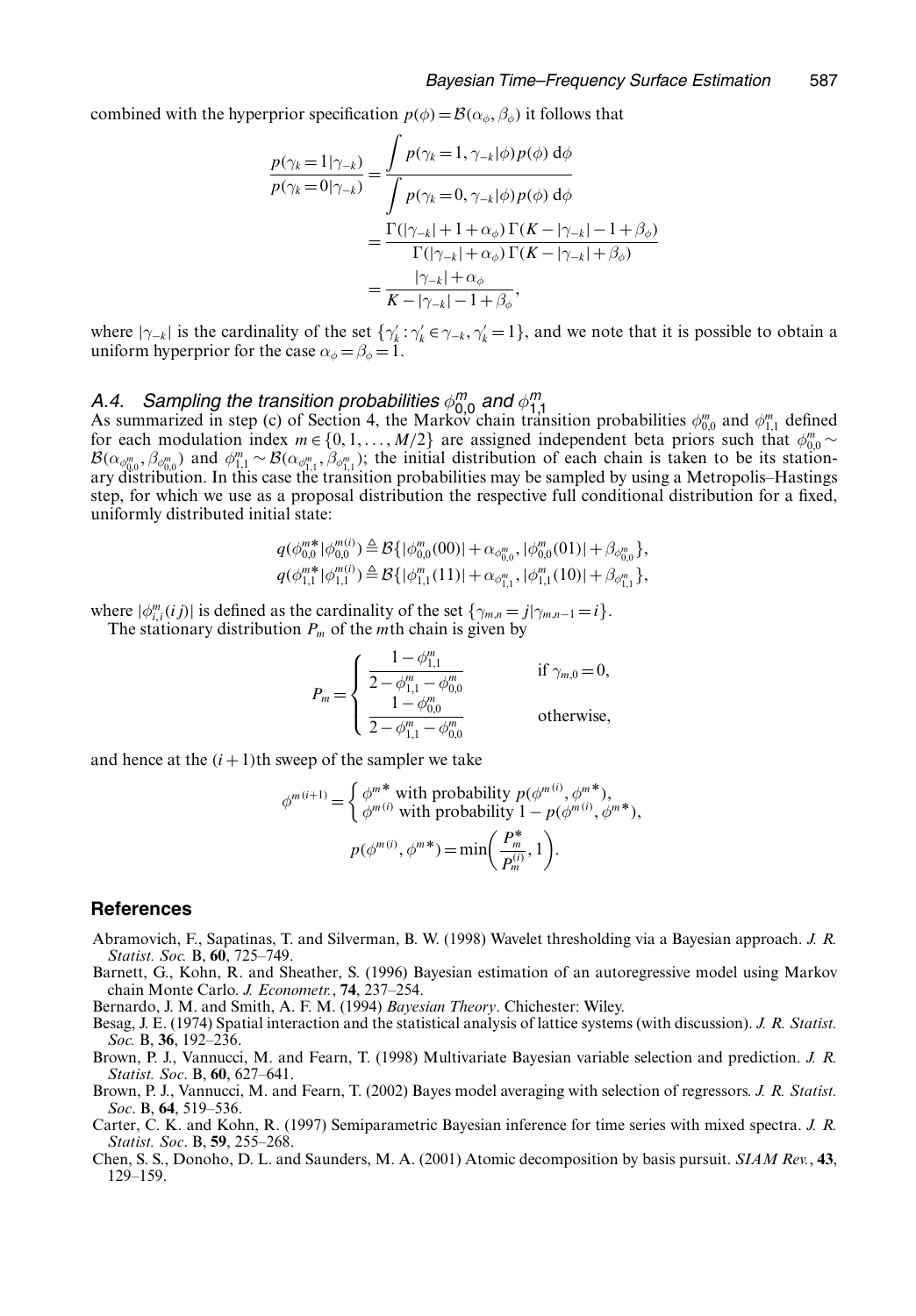combined with the hyperprior specification $p(\phi) = \mathcal{B}(\alpha_\phi, \beta_\phi)$ it follows that

$$
\begin{aligned}
\frac{p(\gamma_k = 1 | \gamma_{-k})}{p(\gamma_k = 0 | \gamma_{-k})} &= \frac{\int p(\gamma_k = 1, \gamma_{-k} | \phi) p(\phi) \, \mathrm{d}\phi}{\int p(\gamma_k = 0, \gamma_{-k} | \phi) p(\phi) \, \mathrm{d}\phi} \\
&= \frac{\Gamma(|\gamma_{-k}| + 1 + \alpha_\phi) \, \Gamma(K - |\gamma_{-k}| - 1 + \beta_\phi)}{\Gamma(|\gamma_{-k}| + \alpha_\phi) \, \Gamma(K - |\gamma_{-k}| + \beta_\phi)} \\
&= \frac{|\gamma_{-k}| + \alpha_\phi}{K - |\gamma_{-k}| - 1 + \beta_\phi},
\end{aligned}
$$

where $|\gamma_{-k}|$ is the cardinality of the set $\{\gamma'_k : \gamma'_k \in \gamma_{-k}, \gamma'_k = 1\}$, and we note that it is possible to obtain a uniform hyperprior for the case $\alpha_\phi = \beta_\phi = 1$.

### A.4. Sampling the transition probabilities $\phi^m_{0,0}$ and $\phi^m_{1,1}$

As summarized in step (c) of Section 4, the Markov chain transition probabilities $\phi^m_{0,0}$ and $\phi^m_{1,1}$ defined for each modulation index $m \in \{0, 1, \ldots, M/2\}$ are assigned independent beta priors such that $\phi^m_{0,0} \sim \mathcal{B}(\alpha_{\phi^m_{0,0}}, \beta_{\phi^m_{0,0}})$ and $\phi^m_{1,1} \sim \mathcal{B}(\alpha_{\phi^m_{1,1}}, \beta_{\phi^m_{1,1}})$; the initial distribution of each chain is taken to be its stationary distribution. In this case the transition probabilities may be sampled by using a Metropolis–Hastings step, for which we use as a proposal distribution the respective full conditional distribution for a fixed, uniformly distributed initial state:

$$
\begin{aligned}
q(\phi^{m*}_{0,0} | \phi^{m(i)}_{0,0}) &\triangleq \mathcal{B}\{|\phi^m_{0,0}(00)| + \alpha_{\phi^m_{0,0}}, |\phi^m_{0,0}(01)| + \beta_{\phi^m_{0,0}}\}, \\
q(\phi^{m*}_{1,1} | \phi^{m(i)}_{1,1}) &\triangleq \mathcal{B}\{|\phi^m_{1,1}(11)| + \alpha_{\phi^m_{1,1}}, |\phi^m_{1,1}(10)| + \beta_{\phi^m_{1,1}}\},
\end{aligned}
$$

where $|\phi^m_{i,i}(ij)|$ is defined as the cardinality of the set $\{\gamma_{m,n} = j | \gamma_{m,n-1} = i\}$.

The stationary distribution $P_m$ of the $m$th chain is given by

$$
P_m = \begin{cases} \dfrac{1 - \phi^m_{1,1}}{2 - \phi^m_{1,1} - \phi^m_{0,0}} & \text{if } \gamma_{m,0} = 0, \\[2ex] \dfrac{1 - \phi^m_{0,0}}{2 - \phi^m_{1,1} - \phi^m_{0,0}} & \text{otherwise,} \end{cases}
$$

and hence at the $(i+1)$th sweep of the sampler we take

$$
\phi^{m(i+1)} = \begin{cases} \phi^{m*} \text{ with probability } p(\phi^{m(i)}, \phi^{m*}), \\ \phi^{m(i)} \text{ with probability } 1 - p(\phi^{m(i)}, \phi^{m*}), \end{cases}
$$

$$
p(\phi^{m(i)}, \phi^{m*}) = \min\left( \frac{P^*_m}{P^{(i)}_m}, 1 \right).
$$

## References

Abramovich, F., Sapatinas, T. and Silverman, B. W. (1998) Wavelet thresholding via a Bayesian approach. *J. R. Statist. Soc.* B, **60**, 725–749.

Barnett, G., Kohn, R. and Sheather, S. (1996) Bayesian estimation of an autoregressive model using Markov chain Monte Carlo. *J. Econometr.*, **74**, 237–254.

Bernardo, J. M. and Smith, A. F. M. (1994) *Bayesian Theory*. Chichester: Wiley.

Besag, J. E. (1974) Spatial interaction and the statistical analysis of lattice systems (with discussion). *J. R. Statist. Soc.* B, **36**, 192–236.

Brown, P. J., Vannucci, M. and Fearn, T. (1998) Multivariate Bayesian variable selection and prediction. *J. R. Statist. Soc*. B, **60**, 627–641.

Brown, P. J., Vannucci, M. and Fearn, T. (2002) Bayes model averaging with selection of regressors. *J. R. Statist. Soc*. B, **64**, 519–536.

Carter, C. K. and Kohn, R. (1997) Semiparametric Bayesian inference for time series with mixed spectra. *J. R. Statist. Soc*. B, **59**, 255–268.

Chen, S. S., Donoho, D. L. and Saunders, M. A. (2001) Atomic decomposition by basis pursuit. *SIAM Rev.*, **43**, 129–159.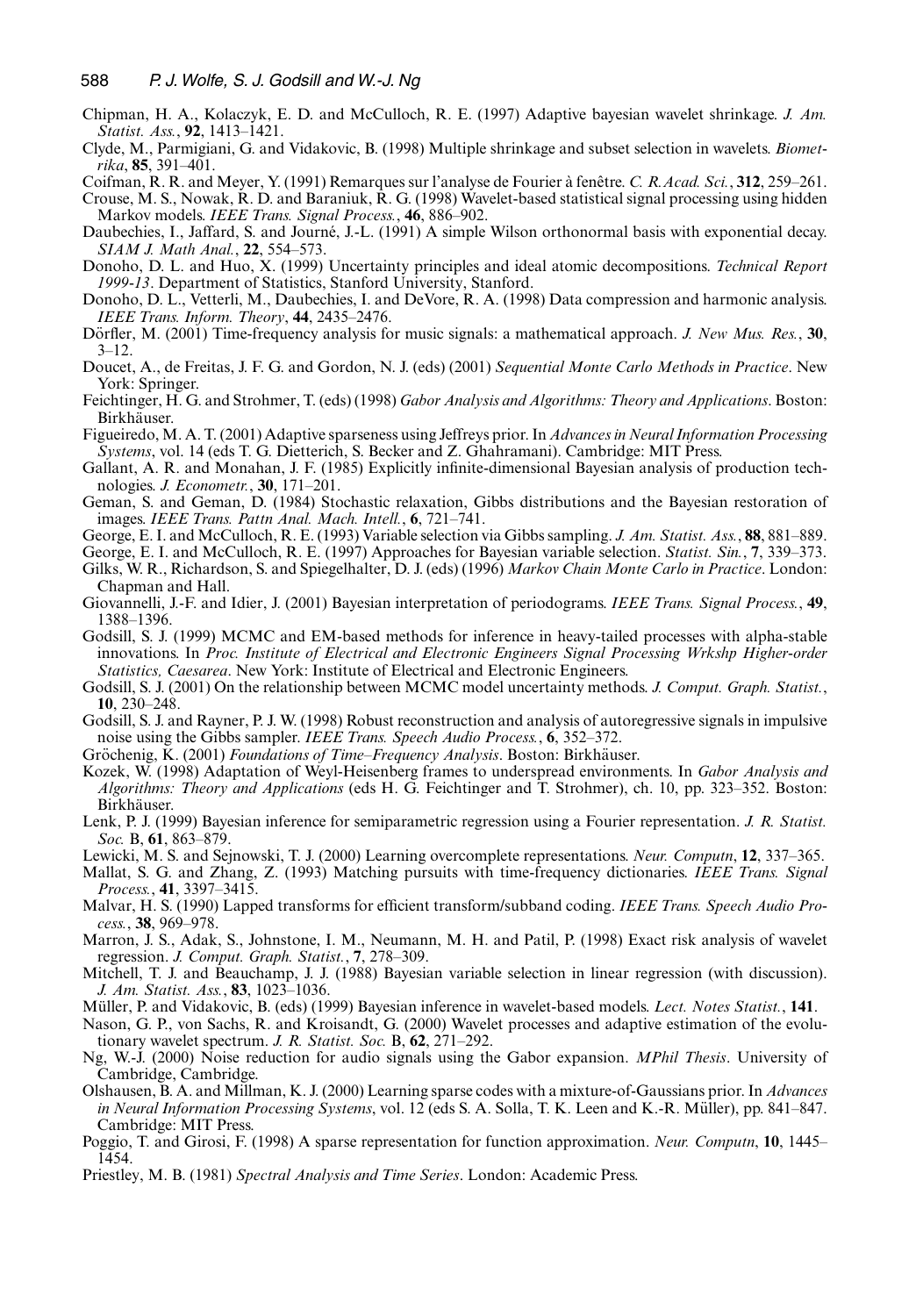Chipman, H. A., Kolaczyk, E. D. and McCulloch, R. E. (1997) Adaptive bayesian wavelet shrinkage. *J. Am. Statist. Ass.*, **92**, 1413–1421.

Clyde, M., Parmigiani, G. and Vidakovic, B. (1998) Multiple shrinkage and subset selection in wavelets. *Biometrika*, **85**, 391–401.

Coifman, R. R. and Meyer, Y. (1991) Remarques sur l'analyse de Fourier à fenêtre. *C. R. Acad. Sci.*, **312**, 259–261.

Crouse, M. S., Nowak, R. D. and Baraniuk, R. G. (1998) Wavelet-based statistical signal processing using hidden Markov models. *IEEE Trans. Signal Process.*, **46**, 886–902.

Daubechies, I., Jaffard, S. and Journé, J.-L. (1991) A simple Wilson orthonormal basis with exponential decay. *SIAM J. Math Anal.*, **22**, 554–573.

Donoho, D. L. and Huo, X. (1999) Uncertainty principles and ideal atomic decompositions. *Technical Report 1999-13*. Department of Statistics, Stanford University, Stanford.

Donoho, D. L., Vetterli, M., Daubechies, I. and DeVore, R. A. (1998) Data compression and harmonic analysis. *IEEE Trans. Inform. Theory*, **44**, 2435–2476.

Dörfler, M. (2001) Time-frequency analysis for music signals: a mathematical approach. *J. New Mus. Res.*, **30**, 3–12.

Doucet, A., de Freitas, J. F. G. and Gordon, N. J. (eds) (2001) *Sequential Monte Carlo Methods in Practice*. New York: Springer.

Feichtinger, H. G. and Strohmer, T. (eds) (1998) *Gabor Analysis and Algorithms: Theory and Applications*. Boston: Birkhäuser.

Figueiredo, M. A. T. (2001) Adaptive sparseness using Jeffreys prior. In *Advances in Neural Information Processing Systems*, vol. 14 (eds T. G. Dietterich, S. Becker and Z. Ghahramani). Cambridge: MIT Press.

Gallant, A. R. and Monahan, J. F. (1985) Explicitly infinite-dimensional Bayesian analysis of production technologies. *J. Econometr.*, **30**, 171–201.

Geman, S. and Geman, D. (1984) Stochastic relaxation, Gibbs distributions and the Bayesian restoration of images. *IEEE Trans. Pattn Anal. Mach. Intell.*, **6**, 721–741.

George, E. I. and McCulloch, R. E. (1993) Variable selection via Gibbs sampling. *J. Am. Statist. Ass.*, **88**, 881–889.

George, E. I. and McCulloch, R. E. (1997) Approaches for Bayesian variable selection. *Statist. Sin.*, **7**, 339–373.

Gilks, W. R., Richardson, S. and Spiegelhalter, D. J. (eds) (1996) *Markov Chain Monte Carlo in Practice*. London: Chapman and Hall.

Giovannelli, J.-F. and Idier, J. (2001) Bayesian interpretation of periodograms. *IEEE Trans. Signal Process.*, **49**, 1388–1396.

Godsill, S. J. (1999) MCMC and EM-based methods for inference in heavy-tailed processes with alpha-stable innovations. In *Proc. Institute of Electrical and Electronic Engineers Signal Processing Wrkshp Higher-order Statistics, Caesarea*. New York: Institute of Electrical and Electronic Engineers.

Godsill, S. J. (2001) On the relationship between MCMC model uncertainty methods. *J. Comput. Graph. Statist.*, **10**, 230–248.

Godsill, S. J. and Rayner, P. J. W. (1998) Robust reconstruction and analysis of autoregressive signals in impulsive noise using the Gibbs sampler. *IEEE Trans. Speech Audio Process.*, **6**, 352–372.

Gröchenig, K. (2001) *Foundations of Time–Frequency Analysis*. Boston: Birkhäuser.

Kozek, W. (1998) Adaptation of Weyl-Heisenberg frames to underspread environments. In *Gabor Analysis and Algorithms: Theory and Applications* (eds H. G. Feichtinger and T. Strohmer), ch. 10, pp. 323–352. Boston: Birkhäuser.

Lenk, P. J. (1999) Bayesian inference for semiparametric regression using a Fourier representation. *J. R. Statist. Soc.* B, **61**, 863–879.

Lewicki, M. S. and Sejnowski, T. J. (2000) Learning overcomplete representations. *Neur. Computn*, **12**, 337–365.

Mallat, S. G. and Zhang, Z. (1993) Matching pursuits with time-frequency dictionaries. *IEEE Trans. Signal Process.*, **41**, 3397–3415.

Malvar, H. S. (1990) Lapped transforms for efficient transform/subband coding. *IEEE Trans. Speech Audio Process.*, **38**, 969–978.

Marron, J. S., Adak, S., Johnstone, I. M., Neumann, M. H. and Patil, P. (1998) Exact risk analysis of wavelet regression. *J. Comput. Graph. Statist.*, **7**, 278–309.

Mitchell, T. J. and Beauchamp, J. J. (1988) Bayesian variable selection in linear regression (with discussion). *J. Am. Statist. Ass.*, **83**, 1023–1036.

Müller, P. and Vidakovic, B. (eds) (1999) Bayesian inference in wavelet-based models. *Lect. Notes Statist.*, **141**.

Nason, G. P., von Sachs, R. and Kroisandt, G. (2000) Wavelet processes and adaptive estimation of the evolutionary wavelet spectrum. *J. R. Statist. Soc.* B, **62**, 271–292.

Ng, W.-J. (2000) Noise reduction for audio signals using the Gabor expansion. *MPhil Thesis*. University of Cambridge, Cambridge.

Olshausen, B. A. and Millman, K. J. (2000) Learning sparse codes with a mixture-of-Gaussians prior. In *Advances in Neural Information Processing Systems*, vol. 12 (eds S. A. Solla, T. K. Leen and K.-R. Müller), pp. 841–847. Cambridge: MIT Press.

Poggio, T. and Girosi, F. (1998) A sparse representation for function approximation. *Neur. Computn*, **10**, 1445–1454.

Priestley, M. B. (1981) *Spectral Analysis and Time Series*. London: Academic Press.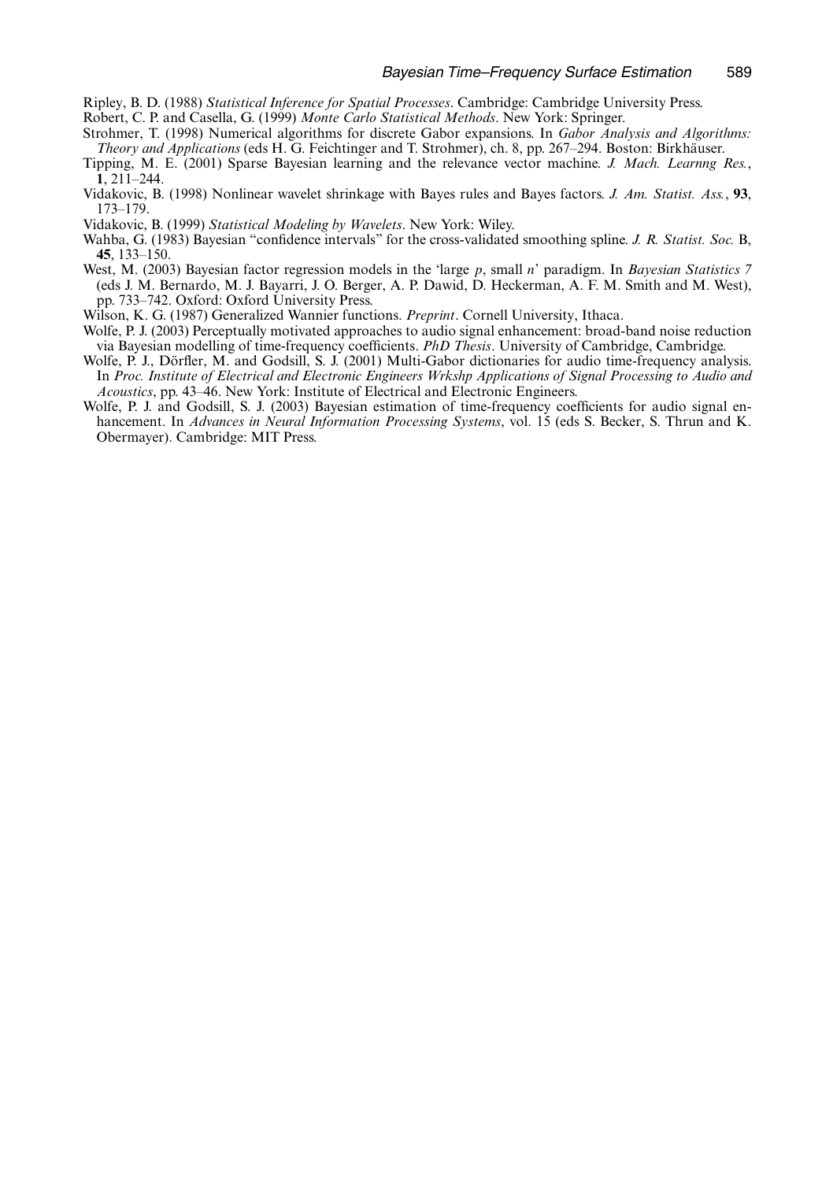Ripley, B. D. (1988) *Statistical Inference for Spatial Processes*. Cambridge: Cambridge University Press.

Robert, C. P. and Casella, G. (1999) *Monte Carlo Statistical Methods*. New York: Springer.

Strohmer, T. (1998) Numerical algorithms for discrete Gabor expansions. In *Gabor Analysis and Algorithms: Theory and Applications* (eds H. G. Feichtinger and T. Strohmer), ch. 8, pp. 267–294. Boston: Birkhäuser.

Tipping, M. E. (2001) Sparse Bayesian learning and the relevance vector machine. *J. Mach. Learnng Res.*, **1**, 211–244.

Vidakovic, B. (1998) Nonlinear wavelet shrinkage with Bayes rules and Bayes factors. *J. Am. Statist. Ass.*, **93**, 173–179.

Vidakovic, B. (1999) *Statistical Modeling by Wavelets*. New York: Wiley.

Wahba, G. (1983) Bayesian "confidence intervals" for the cross-validated smoothing spline. *J. R. Statist. Soc.* B, **45**, 133–150.

West, M. (2003) Bayesian factor regression models in the 'large $p$, small $n$' paradigm. In *Bayesian Statistics 7* (eds J. M. Bernardo, M. J. Bayarri, J. O. Berger, A. P. Dawid, D. Heckerman, A. F. M. Smith and M. West), pp. 733–742. Oxford: Oxford University Press.

Wilson, K. G. (1987) Generalized Wannier functions. *Preprint*. Cornell University, Ithaca.

Wolfe, P. J. (2003) Perceptually motivated approaches to audio signal enhancement: broad-band noise reduction via Bayesian modelling of time-frequency coefficients. *PhD Thesis*. University of Cambridge, Cambridge.

Wolfe, P. J., Dörfler, M. and Godsill, S. J. (2001) Multi-Gabor dictionaries for audio time-frequency analysis. In *Proc. Institute of Electrical and Electronic Engineers Wrkshp Applications of Signal Processing to Audio and Acoustics*, pp. 43–46. New York: Institute of Electrical and Electronic Engineers.

Wolfe, P. J. and Godsill, S. J. (2003) Bayesian estimation of time-frequency coefficients for audio signal enhancement. In *Advances in Neural Information Processing Systems*, vol. 15 (eds S. Becker, S. Thrun and K. Obermayer). Cambridge: MIT Press.